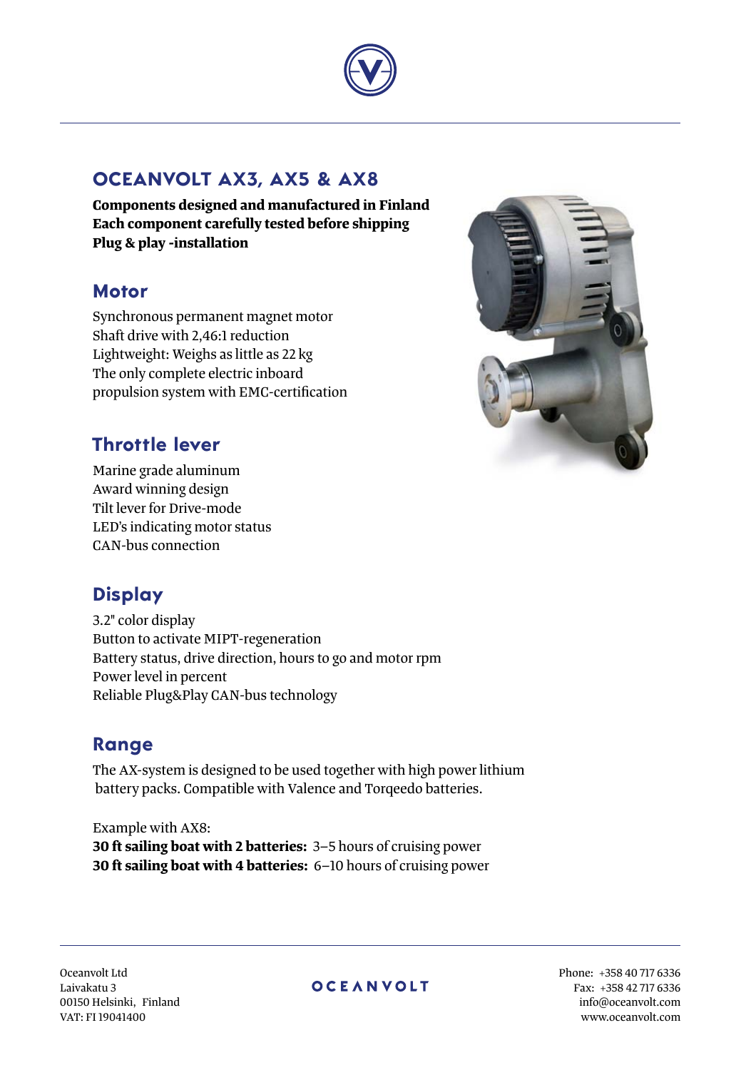# OCEANVOLT AX3, AX5 & AX8

**Components designed and manufactured in Finland**
**Each component carefully tested before shipping**
**Plug & play -installation**

## Motor

Synchronous permanent magnet motor
Shaft drive with 2,46:1 reduction
Lightweight: Weighs as little as 22 kg
The only complete electric inboard propulsion system with EMC-certification

## Throttle lever

Marine grade aluminum
Award winning design
Tilt lever for Drive-mode
LED's indicating motor status
CAN-bus connection

## Display

3.2" color display
Button to activate MIPT-regeneration
Battery status, drive direction, hours to go and motor rpm
Power level in percent
Reliable Plug&Play CAN-bus technology

## Range

The AX-system is designed to be used together with high power lithium battery packs. Compatible with Valence and Torqeedo batteries.

Example with AX8:
**30 ft sailing boat with 2 batteries:** 3–5 hours of cruising power
**30 ft sailing boat with 4 batteries:** 6–10 hours of cruising power

Oceanvolt Ltd
Laivakatu 3
00150 Helsinki, Finland
VAT: FI 19041400

OCEANVOLT

Phone: +358 40 717 6336
Fax: +358 42 717 6336
info@oceanvolt.com
www.oceanvolt.com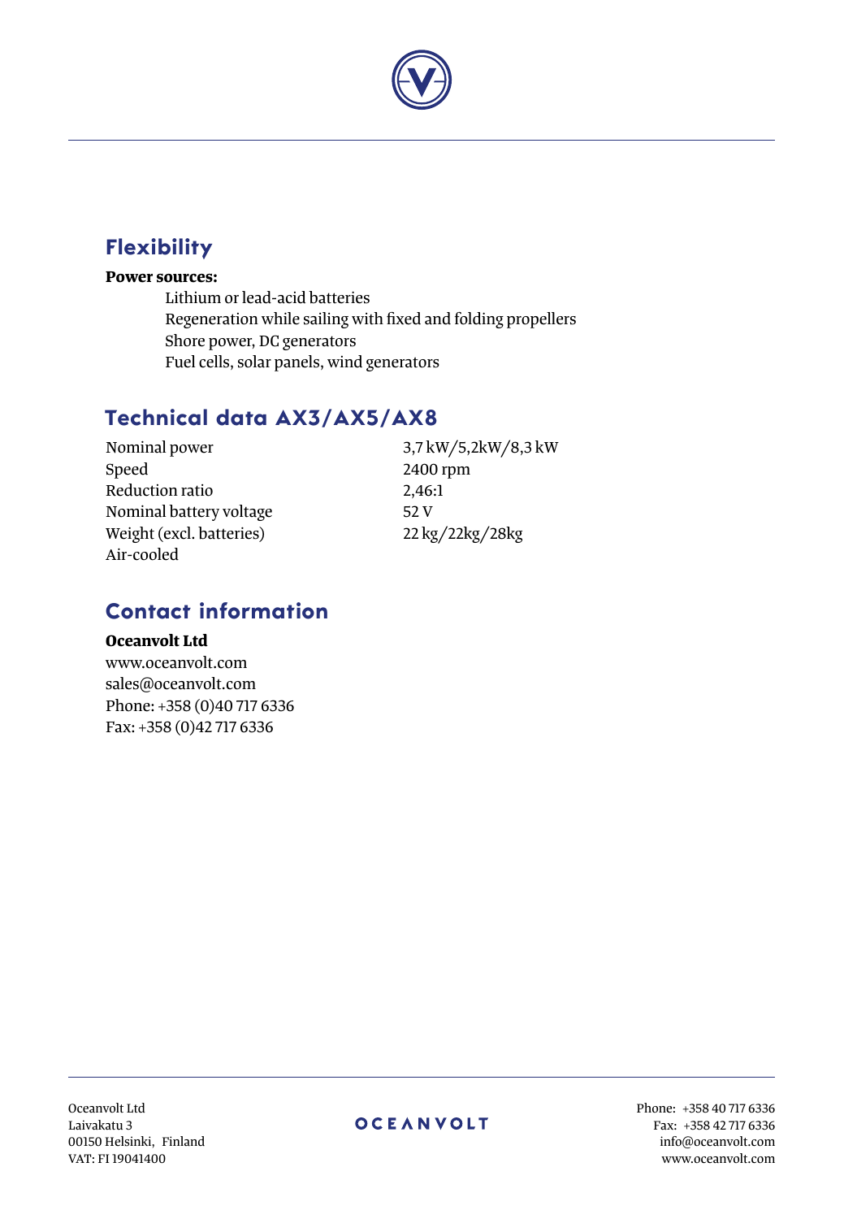## Flexibility

**Power sources:**

- Lithium or lead-acid batteries
- Regeneration while sailing with fixed and folding propellers
- Shore power, DC generators
- Fuel cells, solar panels, wind generators

## Technical data AX3/AX5/AX8

| | |
|---|---|
| Nominal power | 3,7 kW/5,2kW/8,3 kW |
| Speed | 2400 rpm |
| Reduction ratio | 2,46:1 |
| Nominal battery voltage | 52 V |
| Weight (excl. batteries) | 22 kg/22kg/28kg |
| Air-cooled | |

## Contact information

**Oceanvolt Ltd**
www.oceanvolt.com
sales@oceanvolt.com
Phone: +358 (0)40 717 6336
Fax: +358 (0)42 717 6336

Oceanvolt Ltd
Laivakatu 3
00150 Helsinki, Finland
VAT: FI 19041400

OCEANVOLT

Phone: +358 40 717 6336
Fax: +358 42 717 6336
info@oceanvolt.com
www.oceanvolt.com